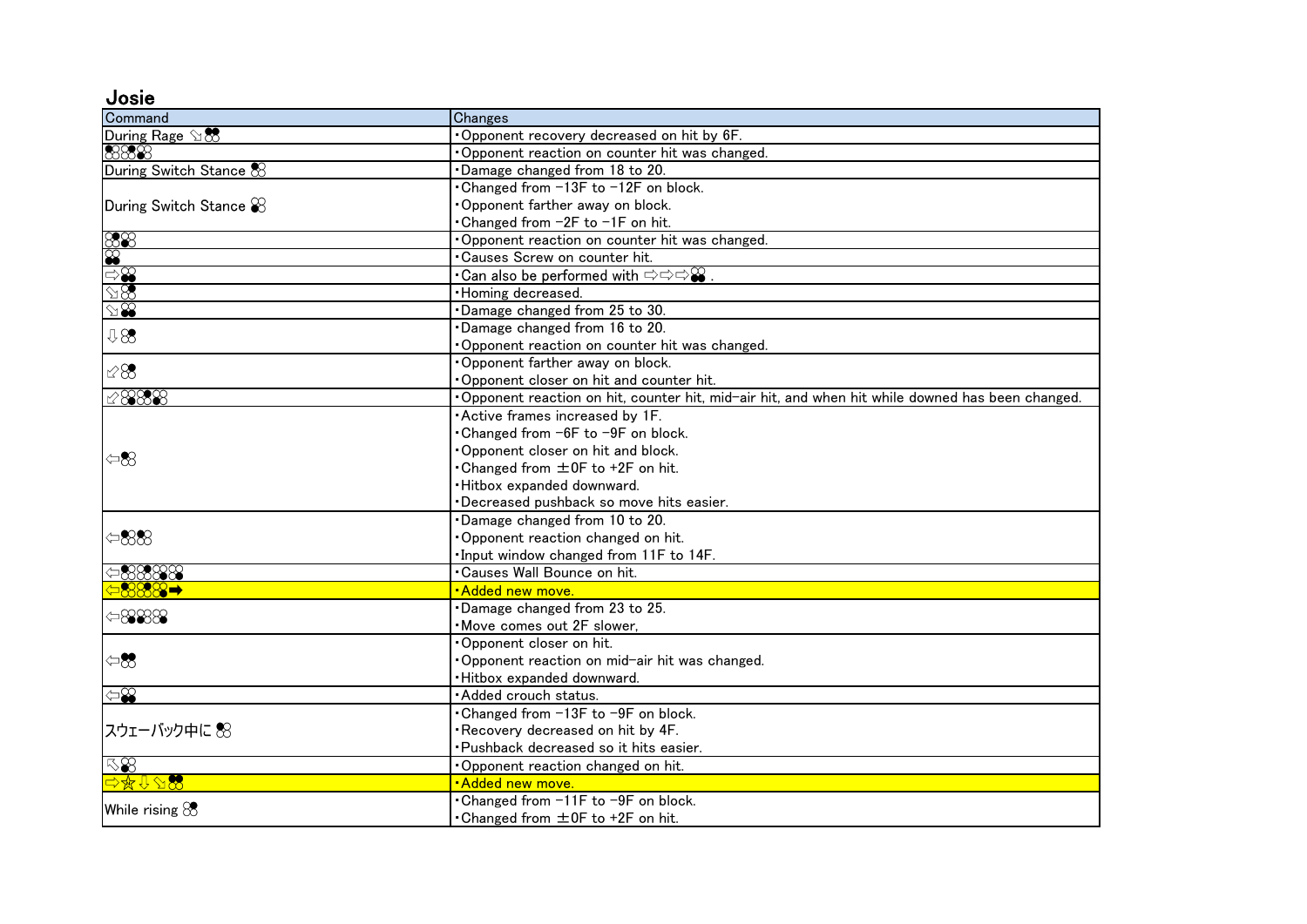# Josie

| Command | Changes |
| --- | --- |
| During Rage ⬂1+2 | ・Opponent recovery decreased on hit by 6F. |
| 1,2,1 | ・Opponent reaction on counter hit was changed. |
| During Switch Stance 3 | ・Damage changed from 18 to 20. |
| During Switch Stance 4 | ・Changed from −13F to −12F on block.<br>・Opponent farther away on block.<br>・Changed from −2F to −1F on hit. |
| 1,2 | ・Opponent reaction on counter hit was changed. |
| 3+4 | ・Causes Screw on counter hit. |
| ⇨3+4 | ・Can also be performed with ⇨⇨⇨3+4 . |
| ⬂2 | ・Homing decreased. |
| ⬂3+4 | ・Damage changed from 25 to 30. |
| ⇩4 | ・Damage changed from 16 to 20.<br>・Opponent reaction on counter hit was changed. |
| ⬃4 | ・Opponent farther away on block.<br>・Opponent closer on hit and counter hit. |
| ⬃1,2,1 | ・Opponent reaction on hit, counter hit, mid-air hit, and when hit while downed has been changed. |
| ⇦1 | ・Active frames increased by 1F.<br>・Changed from −6F to −9F on block.<br>・Opponent closer on hit and block.<br>・Changed from ±0F to +2F on hit.<br>・Hitbox expanded downward.<br>・Decreased pushback so move hits easier. |
| ⇦1,4 | ・Damage changed from 10 to 20.<br>・Opponent reaction changed on hit.<br>・Input window changed from 11F to 14F. |
| ⇦1,2,1,2 | ・Causes Wall Bounce on hit. |
| ⇦1,2,1➡ | ・Added new move. |
| ⇦2,1,4 | ・Damage changed from 23 to 25.<br>・Move comes out 2F slower, |
| ⇦1+2 | ・Opponent closer on hit.<br>・Opponent reaction on mid-air hit was changed.<br>・Hitbox expanded downward. |
| ⇦3+4 | ・Added crouch status. |
| スウェーバック中に 4 | ・Changed from −13F to −9F on block.<br>・Recovery decreased on hit by 4F.<br>・Pushback decreased so it hits easier. |
| ⬁4 | ・Opponent reaction changed on hit. |
| ⇨☆⇩⬂1+2 | ・Added new move. |
| While rising 4 | ・Changed from −11F to −9F on block.<br>・Changed from ±0F to +2F on hit. |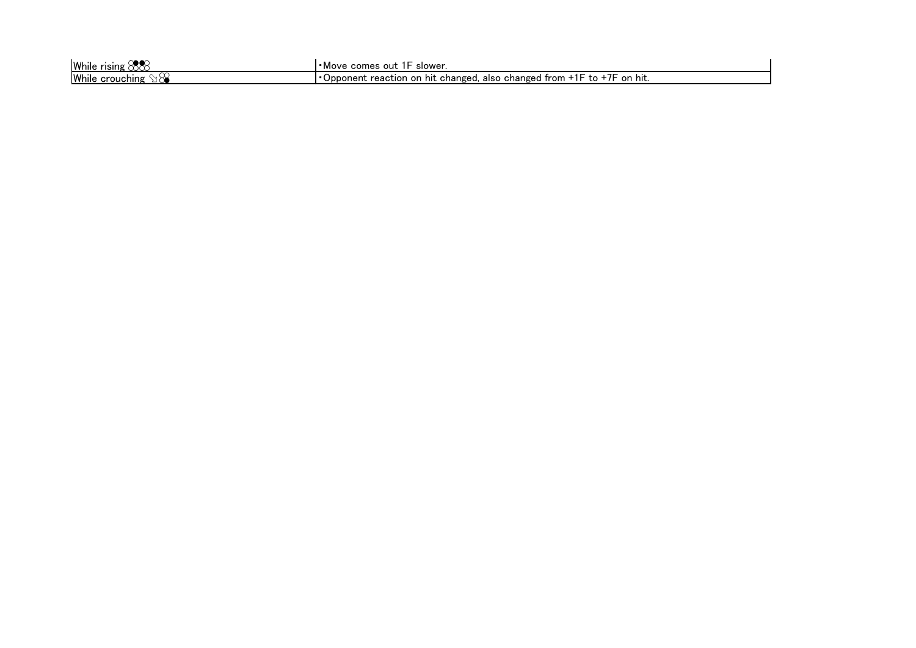| | |
|---|---|
| While rising ○●● | ・Move comes out 1F slower. |
| While crouching ↘○● | ・Opponent reaction on hit changed, also changed from +1F to +7F on hit. |